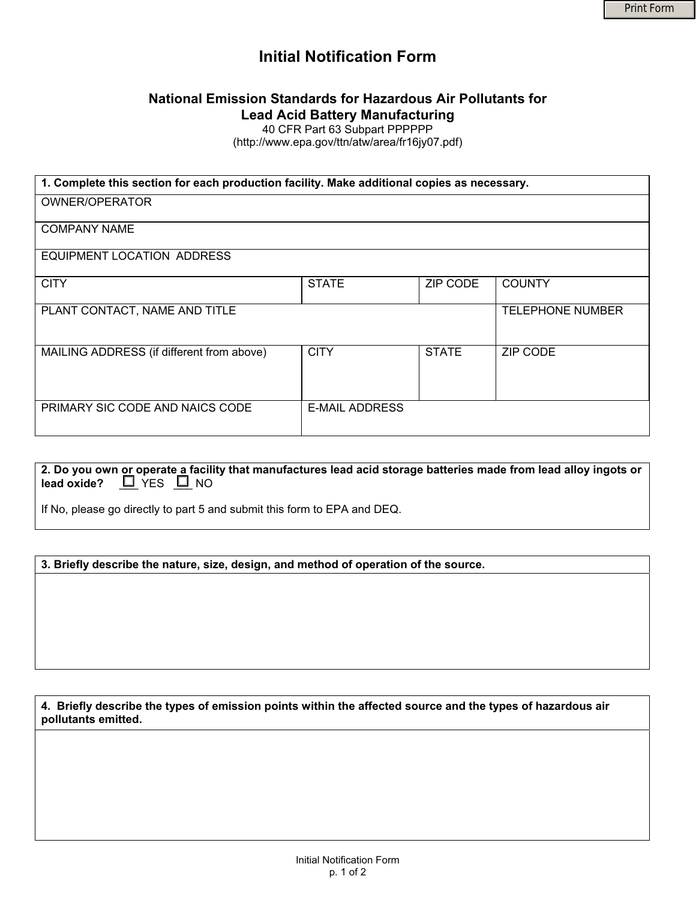# Initial Notification Form

## National Emission Standards for Hazardous Air Pollutants for Lead Acid Battery Manufacturing

40 CFR Part 63 Subpart PPPPPP
(http://www.epa.gov/ttn/atw/area/fr16jy07.pdf)

| **1. Complete this section for each production facility. Make additional copies as necessary.** | | | |
|---|---|---|---|
| OWNER/OPERATOR | | | |
| COMPANY NAME | | | |
| EQUIPMENT LOCATION ADDRESS | | | |
| CITY | STATE | ZIP CODE | COUNTY |
| PLANT CONTACT, NAME AND TITLE | | | TELEPHONE NUMBER |
| MAILING ADDRESS (if different from above) | CITY | STATE | ZIP CODE |
| PRIMARY SIC CODE AND NAICS CODE | E-MAIL ADDRESS | | |

**2. Do you own or operate a facility that manufactures lead acid storage batteries made from lead alloy ingots or lead oxide?** ☐ YES ☐ NO

If No, please go directly to part 5 and submit this form to EPA and DEQ.

**3. Briefly describe the nature, size, design, and method of operation of the source.**

**4. Briefly describe the types of emission points within the affected source and the types of hazardous air pollutants emitted.**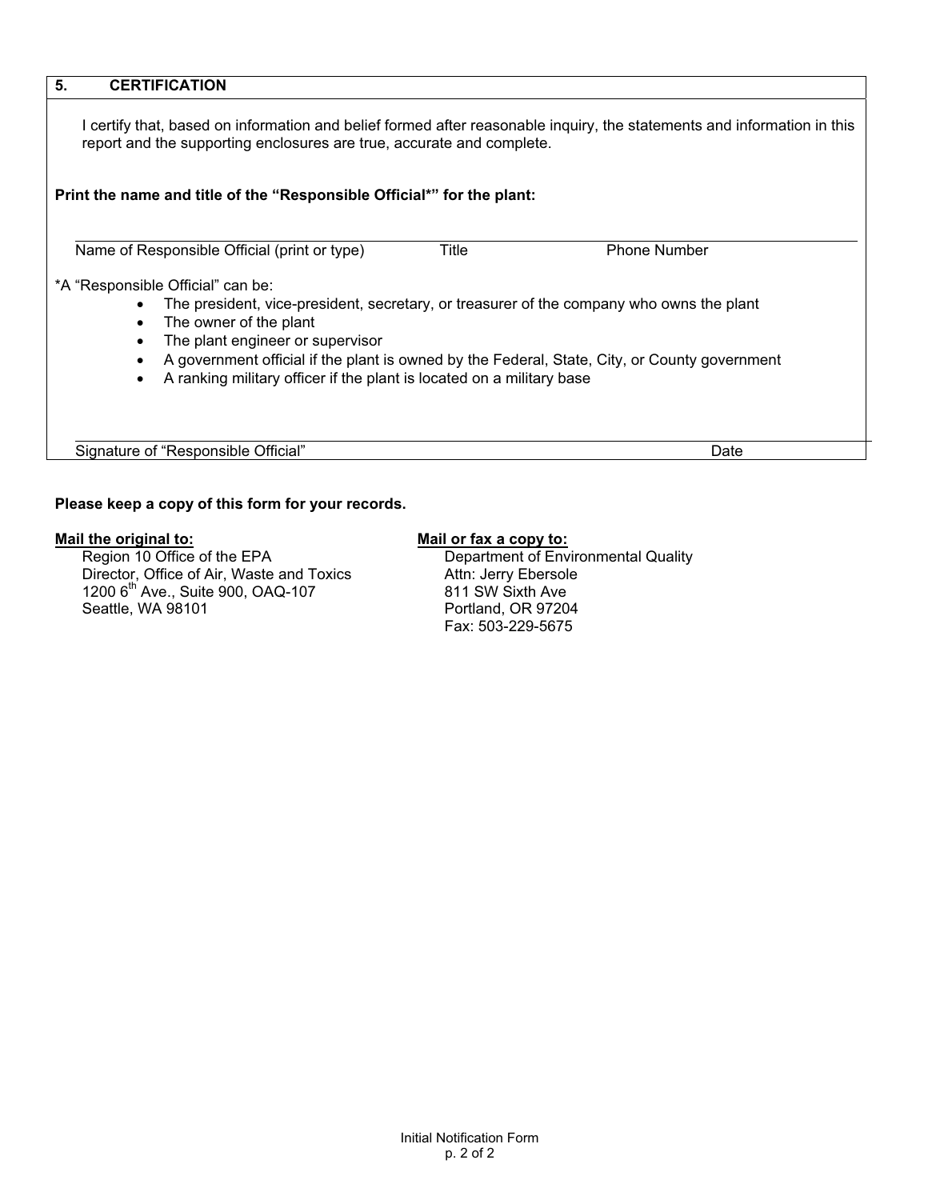## 5. CERTIFICATION

I certify that, based on information and belief formed after reasonable inquiry, the statements and information in this report and the supporting enclosures are true, accurate and complete.

**Print the name and title of the "Responsible Official*" for the plant:**

Name of Responsible Official (print or type) ____________ Title ____________ Phone Number ____________

*A "Responsible Official" can be:

- The president, vice-president, secretary, or treasurer of the company who owns the plant
- The owner of the plant
- The plant engineer or supervisor
- A government official if the plant is owned by the Federal, State, City, or County government
- A ranking military officer if the plant is located on a military base

Signature of "Responsible Official" ____________ Date ____________

**Please keep a copy of this form for your records.**

**Mail the original to:**

Region 10 Office of the EPA
Director, Office of Air, Waste and Toxics
1200 6th Ave., Suite 900, OAQ-107
Seattle, WA 98101

**Mail or fax a copy to:**

Department of Environmental Quality
Attn: Jerry Ebersole
811 SW Sixth Ave
Portland, OR 97204
Fax: 503-229-5675

Initial Notification Form